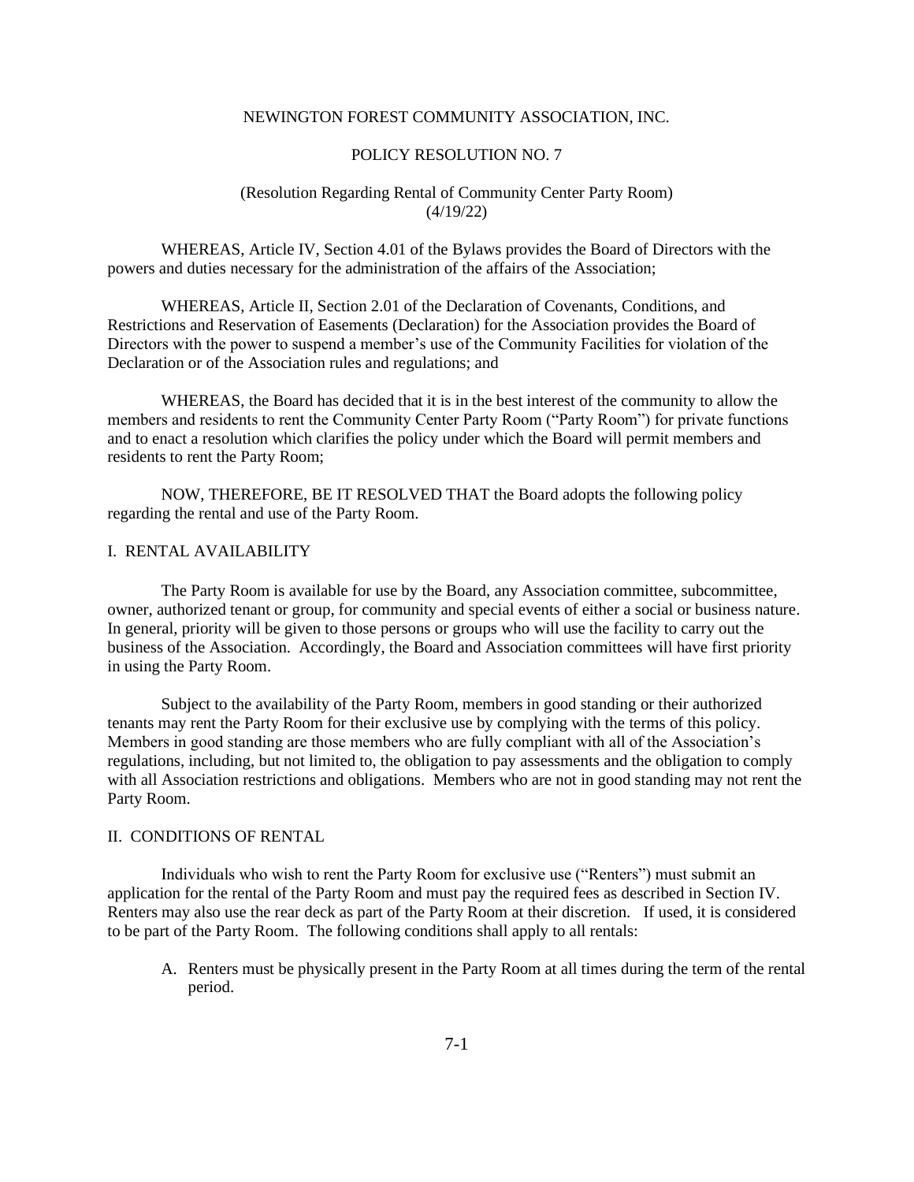NEWINGTON FOREST COMMUNITY ASSOCIATION, INC.

POLICY RESOLUTION NO. 7

(Resolution Regarding Rental of Community Center Party Room)
(4/19/22)

WHEREAS, Article IV, Section 4.01 of the Bylaws provides the Board of Directors with the powers and duties necessary for the administration of the affairs of the Association;

WHEREAS, Article II, Section 2.01 of the Declaration of Covenants, Conditions, and Restrictions and Reservation of Easements (Declaration) for the Association provides the Board of Directors with the power to suspend a member's use of the Community Facilities for violation of the Declaration or of the Association rules and regulations; and

WHEREAS, the Board has decided that it is in the best interest of the community to allow the members and residents to rent the Community Center Party Room ("Party Room") for private functions and to enact a resolution which clarifies the policy under which the Board will permit members and residents to rent the Party Room;

NOW, THEREFORE, BE IT RESOLVED THAT the Board adopts the following policy regarding the rental and use of the Party Room.

## I. RENTAL AVAILABILITY

The Party Room is available for use by the Board, any Association committee, subcommittee, owner, authorized tenant or group, for community and special events of either a social or business nature. In general, priority will be given to those persons or groups who will use the facility to carry out the business of the Association. Accordingly, the Board and Association committees will have first priority in using the Party Room.

Subject to the availability of the Party Room, members in good standing or their authorized tenants may rent the Party Room for their exclusive use by complying with the terms of this policy. Members in good standing are those members who are fully compliant with all of the Association's regulations, including, but not limited to, the obligation to pay assessments and the obligation to comply with all Association restrictions and obligations. Members who are not in good standing may not rent the Party Room.

## II. CONDITIONS OF RENTAL

Individuals who wish to rent the Party Room for exclusive use ("Renters") must submit an application for the rental of the Party Room and must pay the required fees as described in Section IV. Renters may also use the rear deck as part of the Party Room at their discretion. If used, it is considered to be part of the Party Room. The following conditions shall apply to all rentals:

A. Renters must be physically present in the Party Room at all times during the term of the rental period.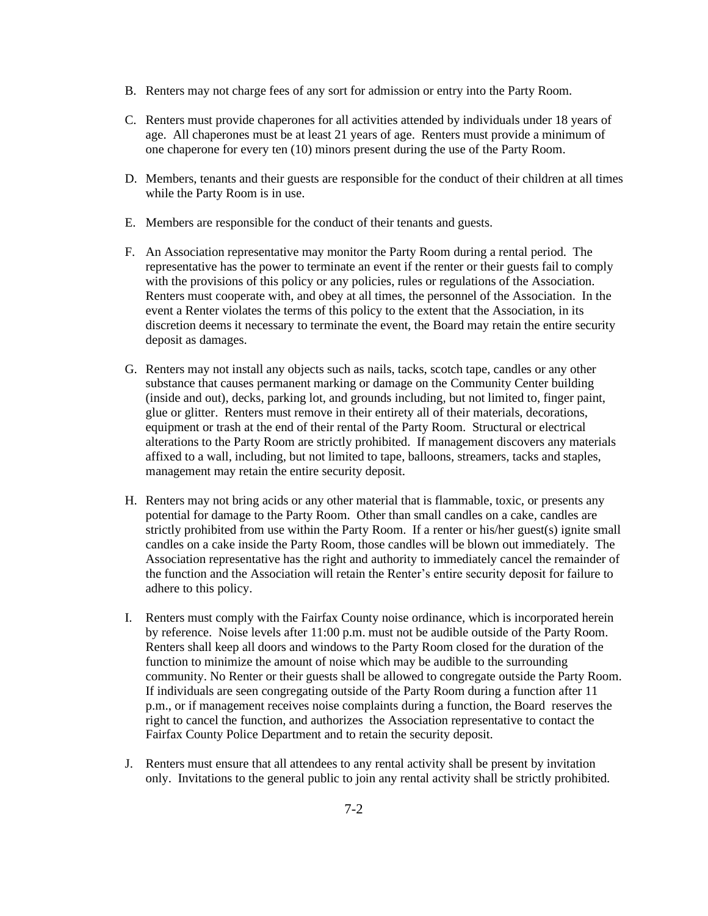B. Renters may not charge fees of any sort for admission or entry into the Party Room.

C. Renters must provide chaperones for all activities attended by individuals under 18 years of age. All chaperones must be at least 21 years of age. Renters must provide a minimum of one chaperone for every ten (10) minors present during the use of the Party Room.

D. Members, tenants and their guests are responsible for the conduct of their children at all times while the Party Room is in use.

E. Members are responsible for the conduct of their tenants and guests.

F. An Association representative may monitor the Party Room during a rental period. The representative has the power to terminate an event if the renter or their guests fail to comply with the provisions of this policy or any policies, rules or regulations of the Association. Renters must cooperate with, and obey at all times, the personnel of the Association. In the event a Renter violates the terms of this policy to the extent that the Association, in its discretion deems it necessary to terminate the event, the Board may retain the entire security deposit as damages.

G. Renters may not install any objects such as nails, tacks, scotch tape, candles or any other substance that causes permanent marking or damage on the Community Center building (inside and out), decks, parking lot, and grounds including, but not limited to, finger paint, glue or glitter. Renters must remove in their entirety all of their materials, decorations, equipment or trash at the end of their rental of the Party Room. Structural or electrical alterations to the Party Room are strictly prohibited. If management discovers any materials affixed to a wall, including, but not limited to tape, balloons, streamers, tacks and staples, management may retain the entire security deposit.

H. Renters may not bring acids or any other material that is flammable, toxic, or presents any potential for damage to the Party Room. Other than small candles on a cake, candles are strictly prohibited from use within the Party Room. If a renter or his/her guest(s) ignite small candles on a cake inside the Party Room, those candles will be blown out immediately. The Association representative has the right and authority to immediately cancel the remainder of the function and the Association will retain the Renter's entire security deposit for failure to adhere to this policy.

I. Renters must comply with the Fairfax County noise ordinance, which is incorporated herein by reference. Noise levels after 11:00 p.m. must not be audible outside of the Party Room. Renters shall keep all doors and windows to the Party Room closed for the duration of the function to minimize the amount of noise which may be audible to the surrounding community. No Renter or their guests shall be allowed to congregate outside the Party Room. If individuals are seen congregating outside of the Party Room during a function after 11 p.m., or if management receives noise complaints during a function, the Board reserves the right to cancel the function, and authorizes the Association representative to contact the Fairfax County Police Department and to retain the security deposit.

J. Renters must ensure that all attendees to any rental activity shall be present by invitation only. Invitations to the general public to join any rental activity shall be strictly prohibited.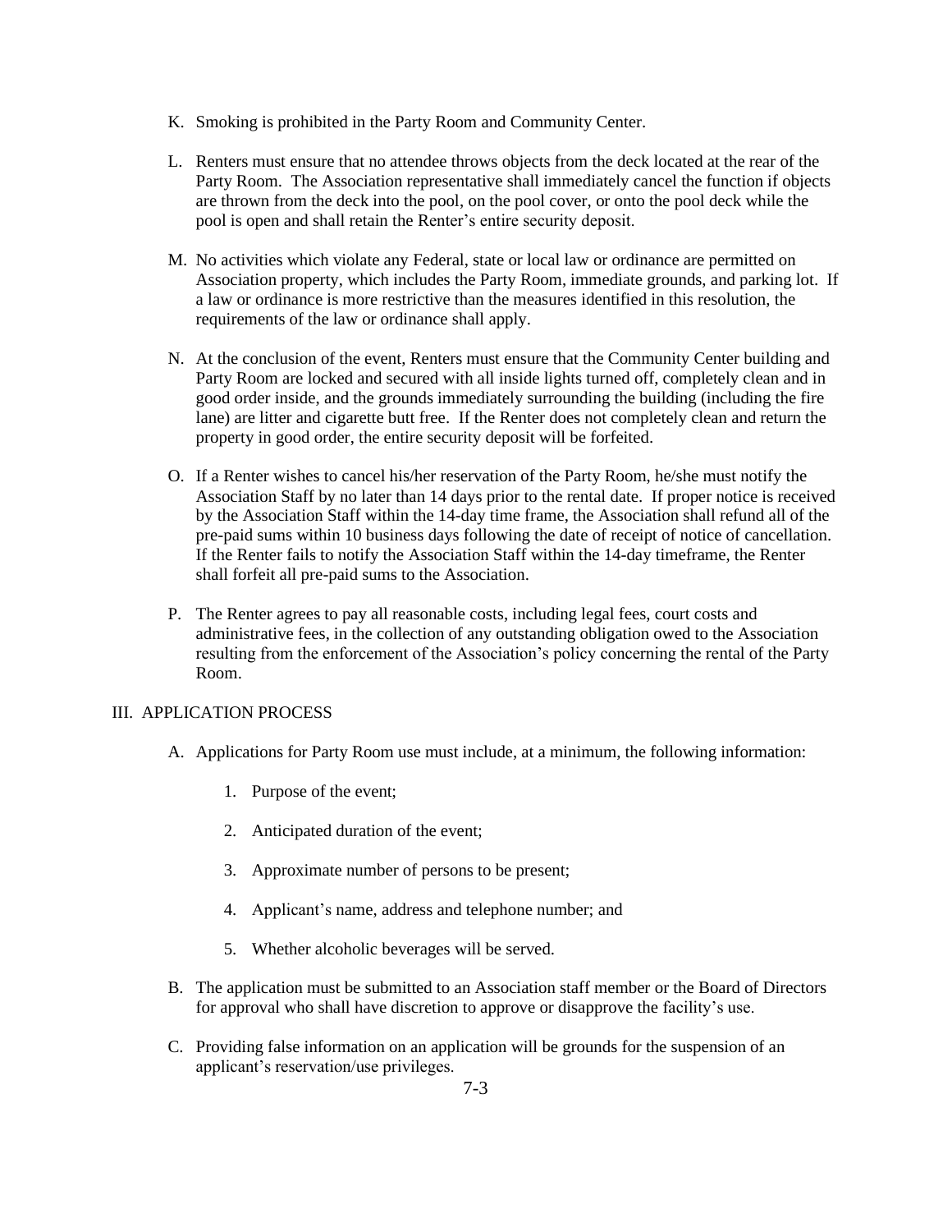K. Smoking is prohibited in the Party Room and Community Center.

L. Renters must ensure that no attendee throws objects from the deck located at the rear of the Party Room. The Association representative shall immediately cancel the function if objects are thrown from the deck into the pool, on the pool cover, or onto the pool deck while the pool is open and shall retain the Renter's entire security deposit.

M. No activities which violate any Federal, state or local law or ordinance are permitted on Association property, which includes the Party Room, immediate grounds, and parking lot. If a law or ordinance is more restrictive than the measures identified in this resolution, the requirements of the law or ordinance shall apply.

N. At the conclusion of the event, Renters must ensure that the Community Center building and Party Room are locked and secured with all inside lights turned off, completely clean and in good order inside, and the grounds immediately surrounding the building (including the fire lane) are litter and cigarette butt free. If the Renter does not completely clean and return the property in good order, the entire security deposit will be forfeited.

O. If a Renter wishes to cancel his/her reservation of the Party Room, he/she must notify the Association Staff by no later than 14 days prior to the rental date. If proper notice is received by the Association Staff within the 14-day time frame, the Association shall refund all of the pre-paid sums within 10 business days following the date of receipt of notice of cancellation. If the Renter fails to notify the Association Staff within the 14-day timeframe, the Renter shall forfeit all pre-paid sums to the Association.

P. The Renter agrees to pay all reasonable costs, including legal fees, court costs and administrative fees, in the collection of any outstanding obligation owed to the Association resulting from the enforcement of the Association's policy concerning the rental of the Party Room.

## III. APPLICATION PROCESS

A. Applications for Party Room use must include, at a minimum, the following information:

1. Purpose of the event;
2. Anticipated duration of the event;
3. Approximate number of persons to be present;
4. Applicant's name, address and telephone number; and
5. Whether alcoholic beverages will be served.

B. The application must be submitted to an Association staff member or the Board of Directors for approval who shall have discretion to approve or disapprove the facility's use.

C. Providing false information on an application will be grounds for the suspension of an applicant's reservation/use privileges.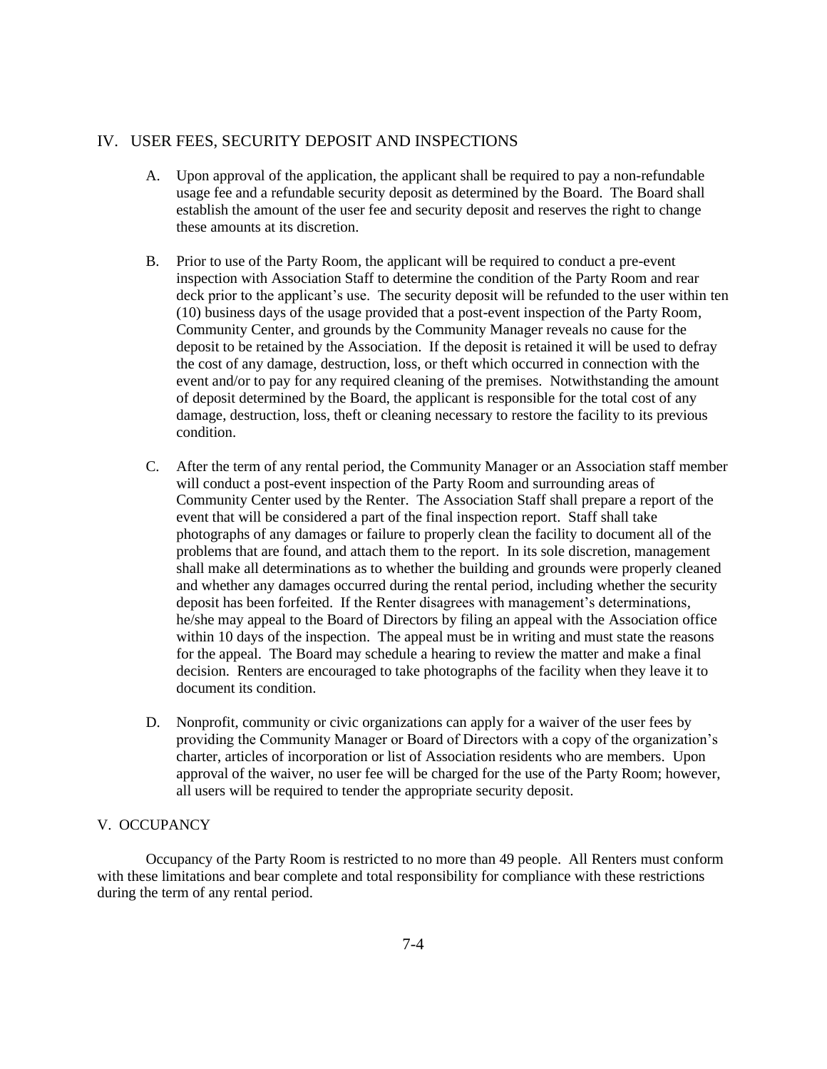## IV. USER FEES, SECURITY DEPOSIT AND INSPECTIONS

A. Upon approval of the application, the applicant shall be required to pay a non-refundable usage fee and a refundable security deposit as determined by the Board. The Board shall establish the amount of the user fee and security deposit and reserves the right to change these amounts at its discretion.

B. Prior to use of the Party Room, the applicant will be required to conduct a pre-event inspection with Association Staff to determine the condition of the Party Room and rear deck prior to the applicant's use. The security deposit will be refunded to the user within ten (10) business days of the usage provided that a post-event inspection of the Party Room, Community Center, and grounds by the Community Manager reveals no cause for the deposit to be retained by the Association. If the deposit is retained it will be used to defray the cost of any damage, destruction, loss, or theft which occurred in connection with the event and/or to pay for any required cleaning of the premises. Notwithstanding the amount of deposit determined by the Board, the applicant is responsible for the total cost of any damage, destruction, loss, theft or cleaning necessary to restore the facility to its previous condition.

C. After the term of any rental period, the Community Manager or an Association staff member will conduct a post-event inspection of the Party Room and surrounding areas of Community Center used by the Renter. The Association Staff shall prepare a report of the event that will be considered a part of the final inspection report. Staff shall take photographs of any damages or failure to properly clean the facility to document all of the problems that are found, and attach them to the report. In its sole discretion, management shall make all determinations as to whether the building and grounds were properly cleaned and whether any damages occurred during the rental period, including whether the security deposit has been forfeited. If the Renter disagrees with management's determinations, he/she may appeal to the Board of Directors by filing an appeal with the Association office within 10 days of the inspection. The appeal must be in writing and must state the reasons for the appeal. The Board may schedule a hearing to review the matter and make a final decision. Renters are encouraged to take photographs of the facility when they leave it to document its condition.

D. Nonprofit, community or civic organizations can apply for a waiver of the user fees by providing the Community Manager or Board of Directors with a copy of the organization's charter, articles of incorporation or list of Association residents who are members. Upon approval of the waiver, no user fee will be charged for the use of the Party Room; however, all users will be required to tender the appropriate security deposit.

## V. OCCUPANCY

Occupancy of the Party Room is restricted to no more than 49 people. All Renters must conform with these limitations and bear complete and total responsibility for compliance with these restrictions during the term of any rental period.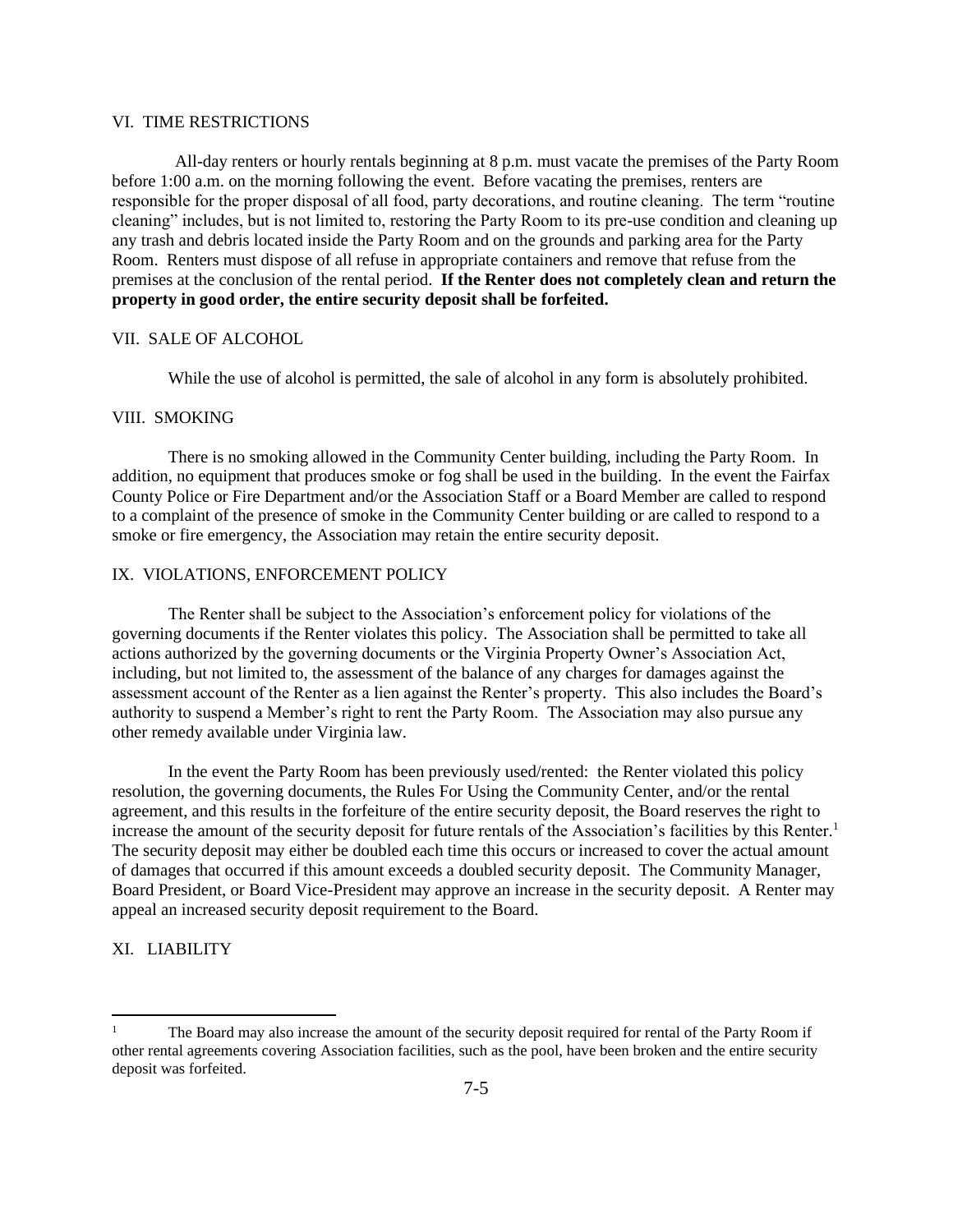## VI. TIME RESTRICTIONS

All-day renters or hourly rentals beginning at 8 p.m. must vacate the premises of the Party Room before 1:00 a.m. on the morning following the event. Before vacating the premises, renters are responsible for the proper disposal of all food, party decorations, and routine cleaning. The term "routine cleaning" includes, but is not limited to, restoring the Party Room to its pre-use condition and cleaning up any trash and debris located inside the Party Room and on the grounds and parking area for the Party Room. Renters must dispose of all refuse in appropriate containers and remove that refuse from the premises at the conclusion of the rental period. **If the Renter does not completely clean and return the property in good order, the entire security deposit shall be forfeited.**

## VII. SALE OF ALCOHOL

While the use of alcohol is permitted, the sale of alcohol in any form is absolutely prohibited.

## VIII. SMOKING

There is no smoking allowed in the Community Center building, including the Party Room. In addition, no equipment that produces smoke or fog shall be used in the building. In the event the Fairfax County Police or Fire Department and/or the Association Staff or a Board Member are called to respond to a complaint of the presence of smoke in the Community Center building or are called to respond to a smoke or fire emergency, the Association may retain the entire security deposit.

## IX. VIOLATIONS, ENFORCEMENT POLICY

The Renter shall be subject to the Association's enforcement policy for violations of the governing documents if the Renter violates this policy. The Association shall be permitted to take all actions authorized by the governing documents or the Virginia Property Owner's Association Act, including, but not limited to, the assessment of the balance of any charges for damages against the assessment account of the Renter as a lien against the Renter's property. This also includes the Board's authority to suspend a Member's right to rent the Party Room. The Association may also pursue any other remedy available under Virginia law.

In the event the Party Room has been previously used/rented: the Renter violated this policy resolution, the governing documents, the Rules For Using the Community Center, and/or the rental agreement, and this results in the forfeiture of the entire security deposit, the Board reserves the right to increase the amount of the security deposit for future rentals of the Association's facilities by this Renter.[1] The security deposit may either be doubled each time this occurs or increased to cover the actual amount of damages that occurred if this amount exceeds a doubled security deposit. The Community Manager, Board President, or Board Vice-President may approve an increase in the security deposit. A Renter may appeal an increased security deposit requirement to the Board.

## XI. LIABILITY

[1] The Board may also increase the amount of the security deposit required for rental of the Party Room if other rental agreements covering Association facilities, such as the pool, have been broken and the entire security deposit was forfeited.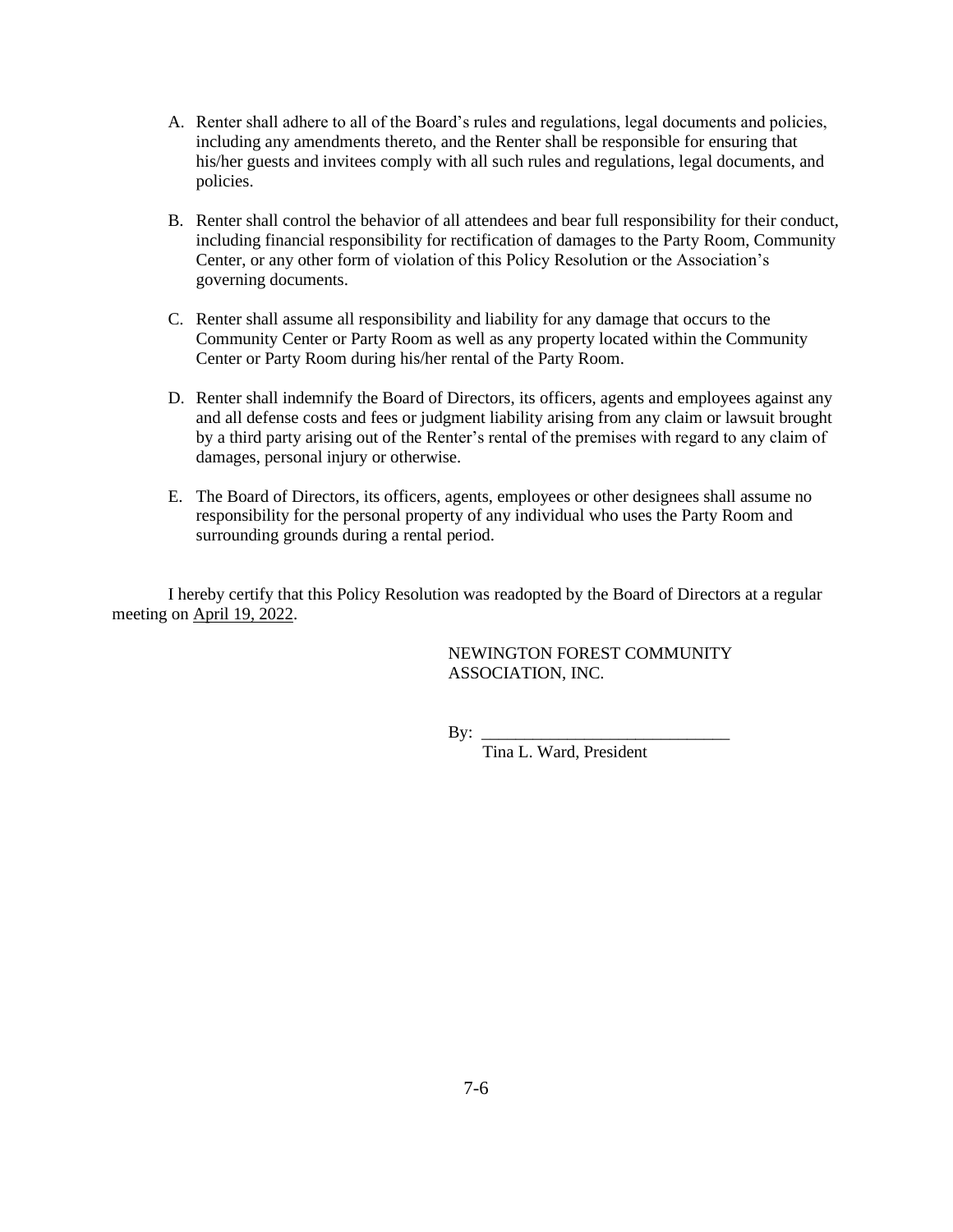A. Renter shall adhere to all of the Board's rules and regulations, legal documents and policies, including any amendments thereto, and the Renter shall be responsible for ensuring that his/her guests and invitees comply with all such rules and regulations, legal documents, and policies.

B. Renter shall control the behavior of all attendees and bear full responsibility for their conduct, including financial responsibility for rectification of damages to the Party Room, Community Center, or any other form of violation of this Policy Resolution or the Association's governing documents.

C. Renter shall assume all responsibility and liability for any damage that occurs to the Community Center or Party Room as well as any property located within the Community Center or Party Room during his/her rental of the Party Room.

D. Renter shall indemnify the Board of Directors, its officers, agents and employees against any and all defense costs and fees or judgment liability arising from any claim or lawsuit brought by a third party arising out of the Renter's rental of the premises with regard to any claim of damages, personal injury or otherwise.

E. The Board of Directors, its officers, agents, employees or other designees shall assume no responsibility for the personal property of any individual who uses the Party Room and surrounding grounds during a rental period.

I hereby certify that this Policy Resolution was readopted by the Board of Directors at a regular meeting on April 19, 2022.

NEWINGTON FOREST COMMUNITY ASSOCIATION, INC.

By: ______________________________

Tina L. Ward, President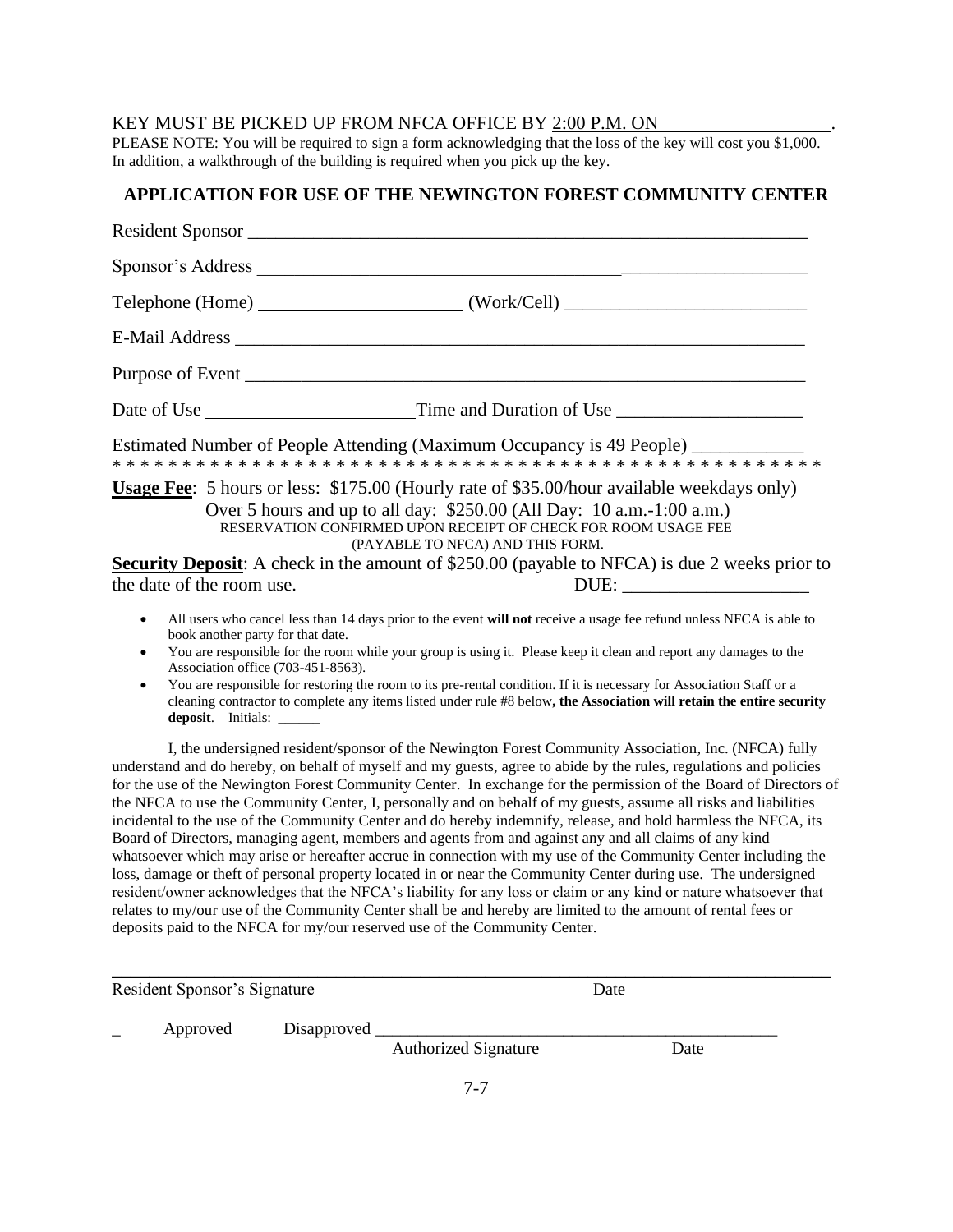KEY MUST BE PICKED UP FROM NFCA OFFICE BY 2:00 P.M. ON ____________________.

PLEASE NOTE: You will be required to sign a form acknowledging that the loss of the key will cost you $1,000. In addition, a walkthrough of the building is required when you pick up the key.

## APPLICATION FOR USE OF THE NEWINGTON FOREST COMMUNITY CENTER

Resident Sponsor ______________________________________________________________

Sponsor's Address ______________________________________________________________

Telephone (Home) ______________________ (Work/Cell) __________________________

E-Mail Address ________________________________________________________________

Purpose of Event _______________________________________________________________

Date of Use _______________________ Time and Duration of Use ____________________

Estimated Number of People Attending (Maximum Occupancy is 49 People) ___________

* * * * * * * * * * * * * * * * * * * * * * * * * * * * * * * * * * * * * * * * * * * * * * * * * * *

**Usage Fee**: 5 hours or less: $175.00 (Hourly rate of $35.00/hour available weekdays only)
Over 5 hours and up to all day: $250.00 (All Day: 10 a.m.-1:00 a.m.)

RESERVATION CONFIRMED UPON RECEIPT OF CHECK FOR ROOM USAGE FEE (PAYABLE TO NFCA) AND THIS FORM.

**Security Deposit**: A check in the amount of $250.00 (payable to NFCA) is due 2 weeks prior to the date of the room use. DUE: ____________________

- All users who cancel less than 14 days prior to the event **will not** receive a usage fee refund unless NFCA is able to book another party for that date.
- You are responsible for the room while your group is using it. Please keep it clean and report any damages to the Association office (703-451-8563).
- You are responsible for restoring the room to its pre-rental condition. If it is necessary for Association Staff or a cleaning contractor to complete any items listed under rule #8 below**, the Association will retain the entire security deposit**. Initials: ______

I, the undersigned resident/sponsor of the Newington Forest Community Association, Inc. (NFCA) fully understand and do hereby, on behalf of myself and my guests, agree to abide by the rules, regulations and policies for the use of the Newington Forest Community Center. In exchange for the permission of the Board of Directors of the NFCA to use the Community Center, I, personally and on behalf of my guests, assume all risks and liabilities incidental to the use of the Community Center and do hereby indemnify, release, and hold harmless the NFCA, its Board of Directors, managing agent, members and agents from and against any and all claims of any kind whatsoever which may arise or hereafter accrue in connection with my use of the Community Center including the loss, damage or theft of personal property located in or near the Community Center during use. The undersigned resident/owner acknowledges that the NFCA's liability for any loss or claim or any kind or nature whatsoever that relates to my/our use of the Community Center shall be and hereby are limited to the amount of rental fees or deposits paid to the NFCA for my/our reserved use of the Community Center.

______________________________________________________________________________

Resident Sponsor's Signature Date

_____ Approved _____ Disapproved ________________________________________________

Authorized Signature Date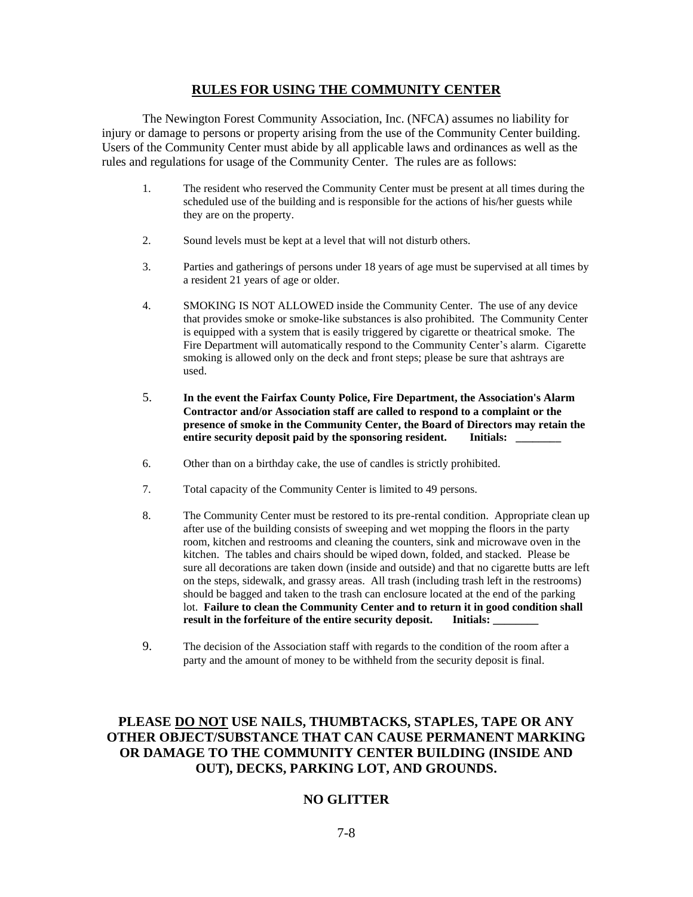## RULES FOR USING THE COMMUNITY CENTER

The Newington Forest Community Association, Inc. (NFCA) assumes no liability for injury or damage to persons or property arising from the use of the Community Center building. Users of the Community Center must abide by all applicable laws and ordinances as well as the rules and regulations for usage of the Community Center. The rules are as follows:

1. The resident who reserved the Community Center must be present at all times during the scheduled use of the building and is responsible for the actions of his/her guests while they are on the property.

2. Sound levels must be kept at a level that will not disturb others.

3. Parties and gatherings of persons under 18 years of age must be supervised at all times by a resident 21 years of age or older.

4. SMOKING IS NOT ALLOWED inside the Community Center. The use of any device that provides smoke or smoke-like substances is also prohibited. The Community Center is equipped with a system that is easily triggered by cigarette or theatrical smoke. The Fire Department will automatically respond to the Community Center's alarm. Cigarette smoking is allowed only on the deck and front steps; please be sure that ashtrays are used.

5. **In the event the Fairfax County Police, Fire Department, the Association's Alarm Contractor and/or Association staff are called to respond to a complaint or the presence of smoke in the Community Center, the Board of Directors may retain the entire security deposit paid by the sponsoring resident. Initials: ________**

6. Other than on a birthday cake, the use of candles is strictly prohibited.

7. Total capacity of the Community Center is limited to 49 persons.

8. The Community Center must be restored to its pre-rental condition. Appropriate clean up after use of the building consists of sweeping and wet mopping the floors in the party room, kitchen and restrooms and cleaning the counters, sink and microwave oven in the kitchen. The tables and chairs should be wiped down, folded, and stacked. Please be sure all decorations are taken down (inside and outside) and that no cigarette butts are left on the steps, sidewalk, and grassy areas. All trash (including trash left in the restrooms) should be bagged and taken to the trash can enclosure located at the end of the parking lot. **Failure to clean the Community Center and to return it in good condition shall result in the forfeiture of the entire security deposit. Initials: ________**

9. The decision of the Association staff with regards to the condition of the room after a party and the amount of money to be withheld from the security deposit is final.

**PLEASE <u>DO NOT</u> USE NAILS, THUMBTACKS, STAPLES, TAPE OR ANY OTHER OBJECT/SUBSTANCE THAT CAN CAUSE PERMANENT MARKING OR DAMAGE TO THE COMMUNITY CENTER BUILDING (INSIDE AND OUT), DECKS, PARKING LOT, AND GROUNDS.**

**NO GLITTER**